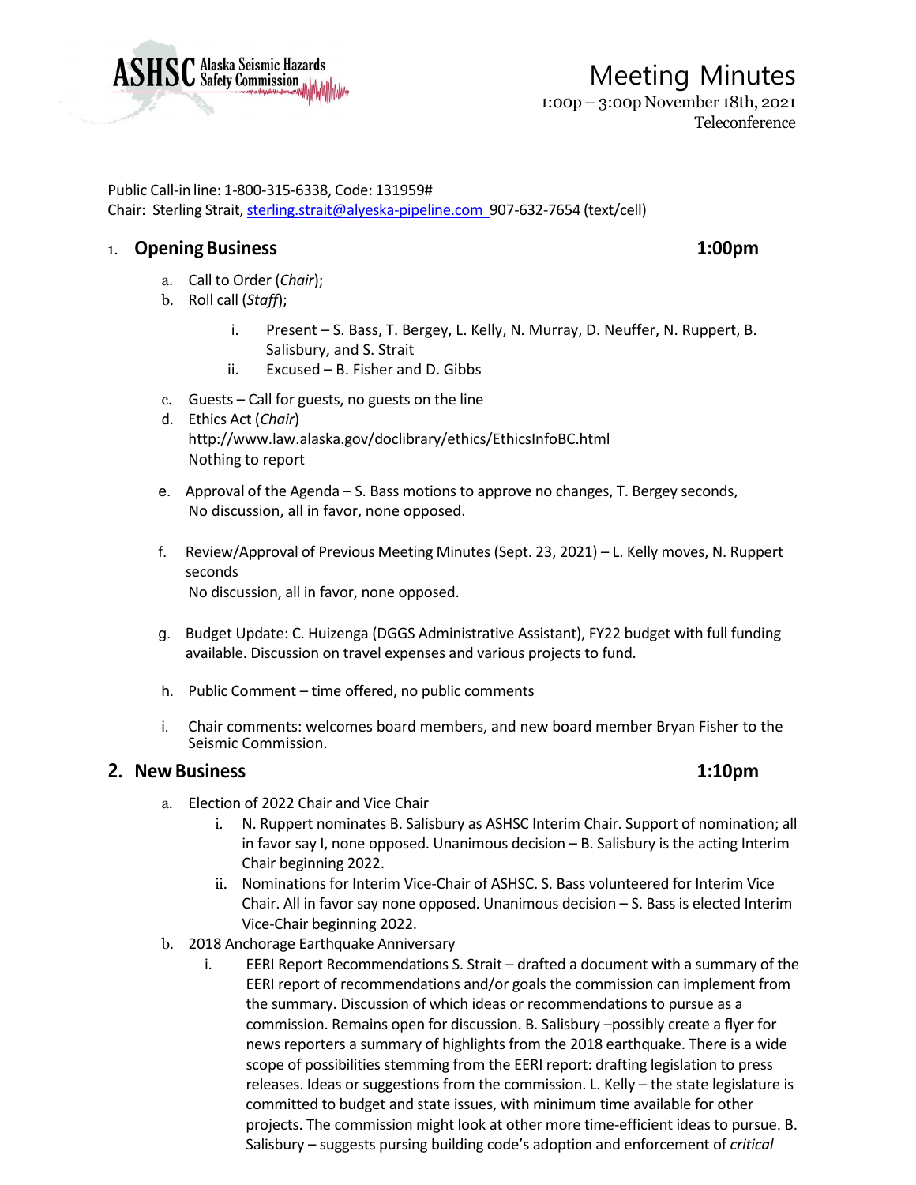ASHSC Alaska Seismic Hazards Safety Commission

# Meeting Minutes

1:00p – 3:00p November 18th, 2021
Teleconference

Public Call-in line: 1-800-315-6338, Code: 131959#
Chair: Sterling Strait, sterling.strait@alyeska-pipeline.com 907-632-7654 (text/cell)

## 1. Opening Business 1:00pm

a. Call to Order (*Chair*);
b. Roll call (*Staff*);
   i. Present – S. Bass, T. Bergey, L. Kelly, N. Murray, D. Neuffer, N. Ruppert, B. Salisbury, and S. Strait
   ii. Excused – B. Fisher and D. Gibbs
c. Guests – Call for guests, no guests on the line
d. Ethics Act (*Chair*)
   http://www.law.alaska.gov/doclibrary/ethics/EthicsInfoBC.html
   Nothing to report
e. Approval of the Agenda – S. Bass motions to approve no changes, T. Bergey seconds,
   No discussion, all in favor, none opposed.
f. Review/Approval of Previous Meeting Minutes (Sept. 23, 2021) – L. Kelly moves, N. Ruppert seconds
   No discussion, all in favor, none opposed.
g. Budget Update: C. Huizenga (DGGS Administrative Assistant), FY22 budget with full funding available. Discussion on travel expenses and various projects to fund.
h. Public Comment – time offered, no public comments
i. Chair comments: welcomes board members, and new board member Bryan Fisher to the Seismic Commission.

## 2. New Business 1:10pm

a. Election of 2022 Chair and Vice Chair
   i. N. Ruppert nominates B. Salisbury as ASHSC Interim Chair. Support of nomination; all in favor say I, none opposed. Unanimous decision – B. Salisbury is the acting Interim Chair beginning 2022.
   ii. Nominations for Interim Vice-Chair of ASHSC. S. Bass volunteered for Interim Vice Chair. All in favor say none opposed. Unanimous decision – S. Bass is elected Interim Vice-Chair beginning 2022.
b. 2018 Anchorage Earthquake Anniversary
   i. EERI Report Recommendations S. Strait – drafted a document with a summary of the EERI report of recommendations and/or goals the commission can implement from the summary. Discussion of which ideas or recommendations to pursue as a commission. Remains open for discussion. B. Salisbury –possibly create a flyer for news reporters a summary of highlights from the 2018 earthquake. There is a wide scope of possibilities stemming from the EERI report: drafting legislation to press releases. Ideas or suggestions from the commission. L. Kelly – the state legislature is committed to budget and state issues, with minimum time available for other projects. The commission might look at other more time-efficient ideas to pursue. B. Salisbury – suggests pursing building code's adoption and enforcement of *critical*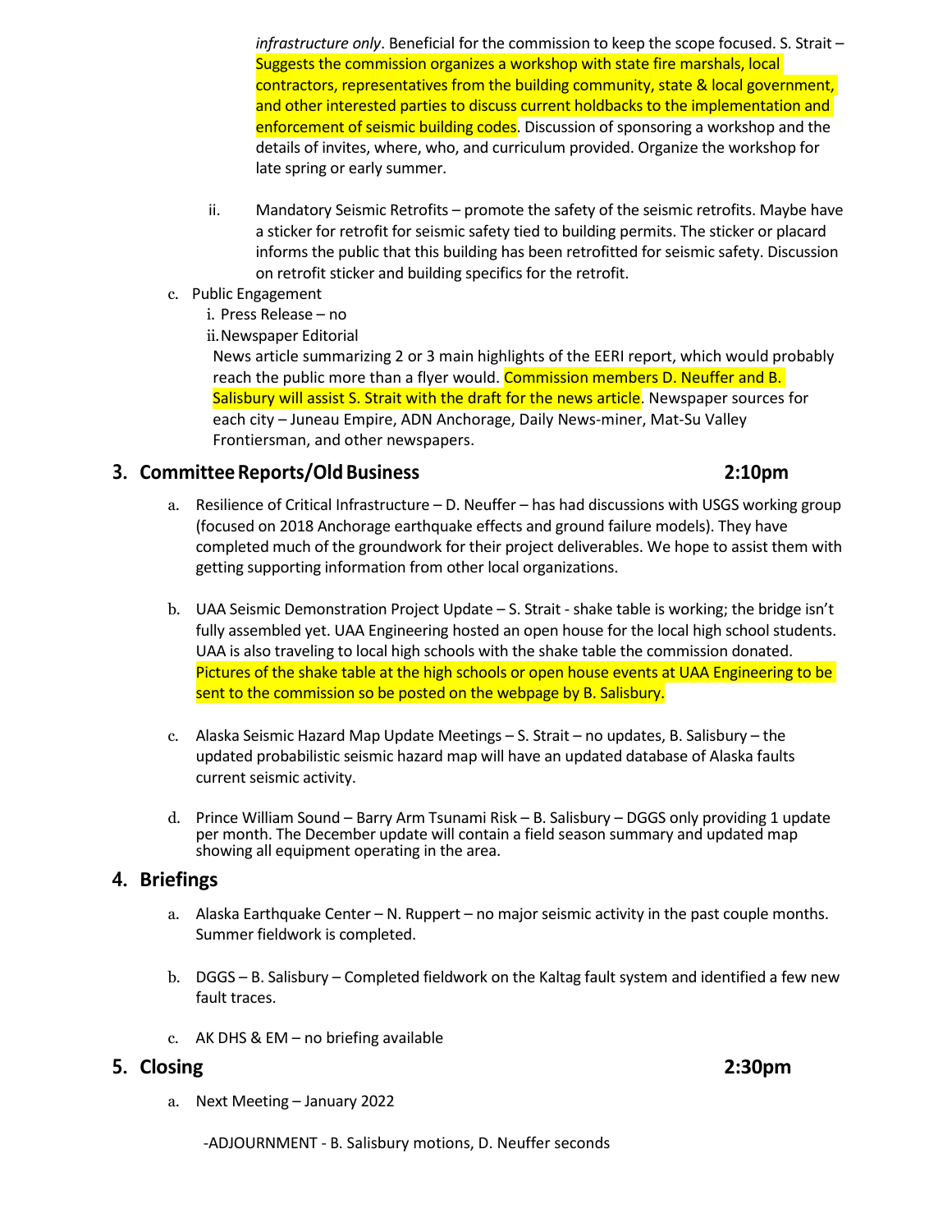*infrastructure only*. Beneficial for the commission to keep the scope focused. S. Strait – Suggests the commission organizes a workshop with state fire marshals, local contractors, representatives from the building community, state & local government, and other interested parties to discuss current holdbacks to the implementation and enforcement of seismic building codes. Discussion of sponsoring a workshop and the details of invites, where, who, and curriculum provided. Organize the workshop for late spring or early summer.

ii. Mandatory Seismic Retrofits – promote the safety of the seismic retrofits. Maybe have a sticker for retrofit for seismic safety tied to building permits. The sticker or placard informs the public that this building has been retrofitted for seismic safety. Discussion on retrofit sticker and building specifics for the retrofit.

c. Public Engagement
   i. Press Release – no
   ii. Newspaper Editorial
   News article summarizing 2 or 3 main highlights of the EERI report, which would probably reach the public more than a flyer would. Commission members D. Neuffer and B. Salisbury will assist S. Strait with the draft for the news article. Newspaper sources for each city – Juneau Empire, ADN Anchorage, Daily News-miner, Mat-Su Valley Frontiersman, and other newspapers.

## 3. Committee Reports/Old Business 2:10pm

a. Resilience of Critical Infrastructure – D. Neuffer – has had discussions with USGS working group (focused on 2018 Anchorage earthquake effects and ground failure models). They have completed much of the groundwork for their project deliverables. We hope to assist them with getting supporting information from other local organizations.

b. UAA Seismic Demonstration Project Update – S. Strait - shake table is working; the bridge isn't fully assembled yet. UAA Engineering hosted an open house for the local high school students. UAA is also traveling to local high schools with the shake table the commission donated. Pictures of the shake table at the high schools or open house events at UAA Engineering to be sent to the commission so be posted on the webpage by B. Salisbury.

c. Alaska Seismic Hazard Map Update Meetings – S. Strait – no updates, B. Salisbury – the updated probabilistic seismic hazard map will have an updated database of Alaska faults current seismic activity.

d. Prince William Sound – Barry Arm Tsunami Risk – B. Salisbury – DGGS only providing 1 update per month. The December update will contain a field season summary and updated map showing all equipment operating in the area.

## 4. Briefings

a. Alaska Earthquake Center – N. Ruppert – no major seismic activity in the past couple months. Summer fieldwork is completed.

b. DGGS – B. Salisbury – Completed fieldwork on the Kaltag fault system and identified a few new fault traces.

c. AK DHS & EM – no briefing available

## 5. Closing 2:30pm

a. Next Meeting – January 2022

-ADJOURNMENT - B. Salisbury motions, D. Neuffer seconds